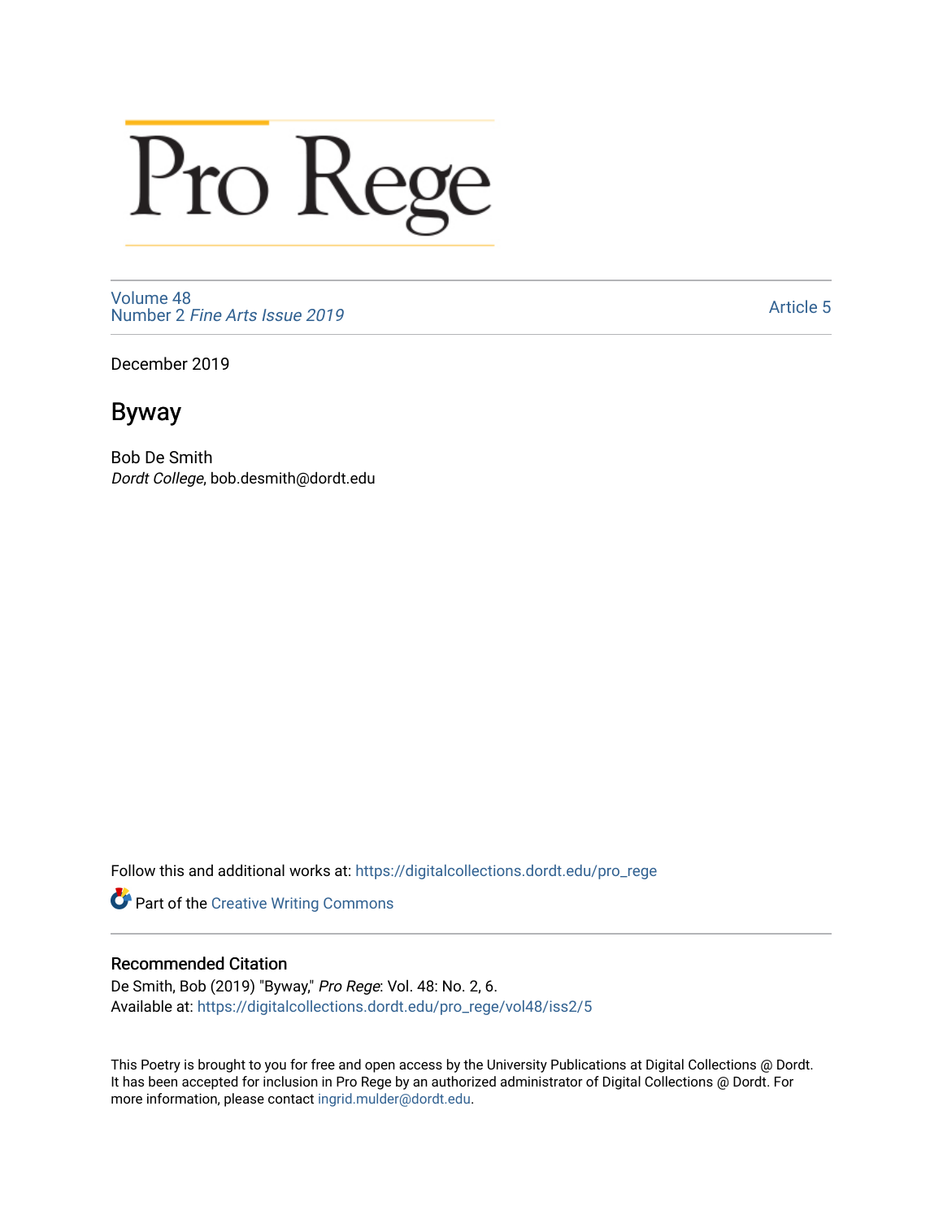# Pro Rege

Volume 48
Number 2 *Fine Arts Issue 2019*

Article 5

December 2019

## Byway

Bob De Smith
*Dordt College*, bob.desmith@dordt.edu

Follow this and additional works at: https://digitalcollections.dordt.edu/pro_rege

Part of the Creative Writing Commons

### Recommended Citation

De Smith, Bob (2019) "Byway," *Pro Rege*: Vol. 48: No. 2, 6.
Available at: https://digitalcollections.dordt.edu/pro_rege/vol48/iss2/5

This Poetry is brought to you for free and open access by the University Publications at Digital Collections @ Dordt. It has been accepted for inclusion in Pro Rege by an authorized administrator of Digital Collections @ Dordt. For more information, please contact ingrid.mulder@dordt.edu.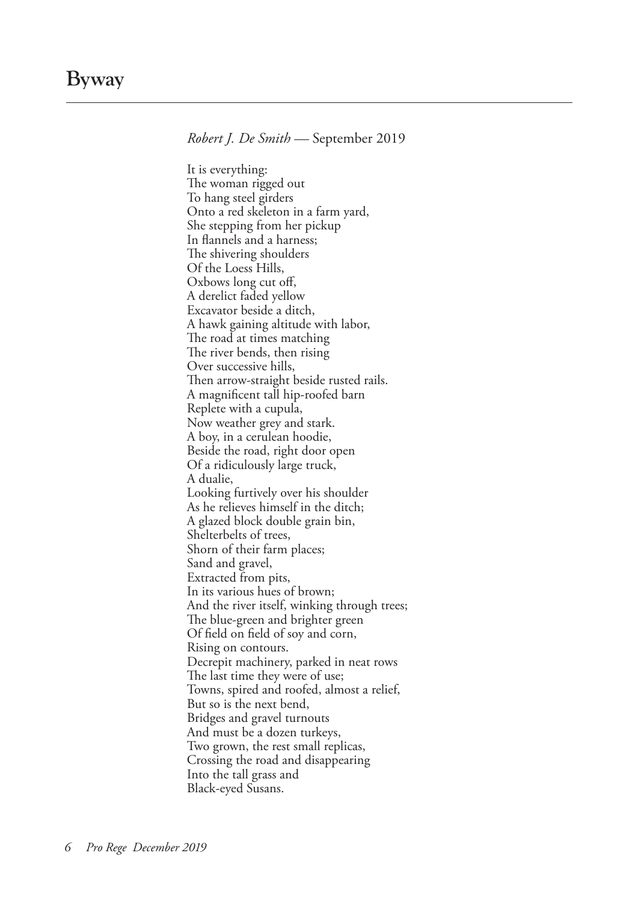# Byway

*Robert J. De Smith* — September 2019

It is everything:
The woman rigged out
To hang steel girders
Onto a red skeleton in a farm yard,
She stepping from her pickup
In flannels and a harness;
The shivering shoulders
Of the Loess Hills,
Oxbows long cut off,
A derelict faded yellow
Excavator beside a ditch,
A hawk gaining altitude with labor,
The road at times matching
The river bends, then rising
Over successive hills,
Then arrow-straight beside rusted rails.
A magnificent tall hip-roofed barn
Replete with a cupula,
Now weather grey and stark.
A boy, in a cerulean hoodie,
Beside the road, right door open
Of a ridiculously large truck,
A dualie,
Looking furtively over his shoulder
As he relieves himself in the ditch;
A glazed block double grain bin,
Shelterbelts of trees,
Shorn of their farm places;
Sand and gravel,
Extracted from pits,
In its various hues of brown;
And the river itself, winking through trees;
The blue-green and brighter green
Of field on field of soy and corn,
Rising on contours.
Decrepit machinery, parked in neat rows
The last time they were of use;
Towns, spired and roofed, almost a relief,
But so is the next bend,
Bridges and gravel turnouts
And must be a dozen turkeys,
Two grown, the rest small replicas,
Crossing the road and disappearing
Into the tall grass and
Black-eyed Susans.